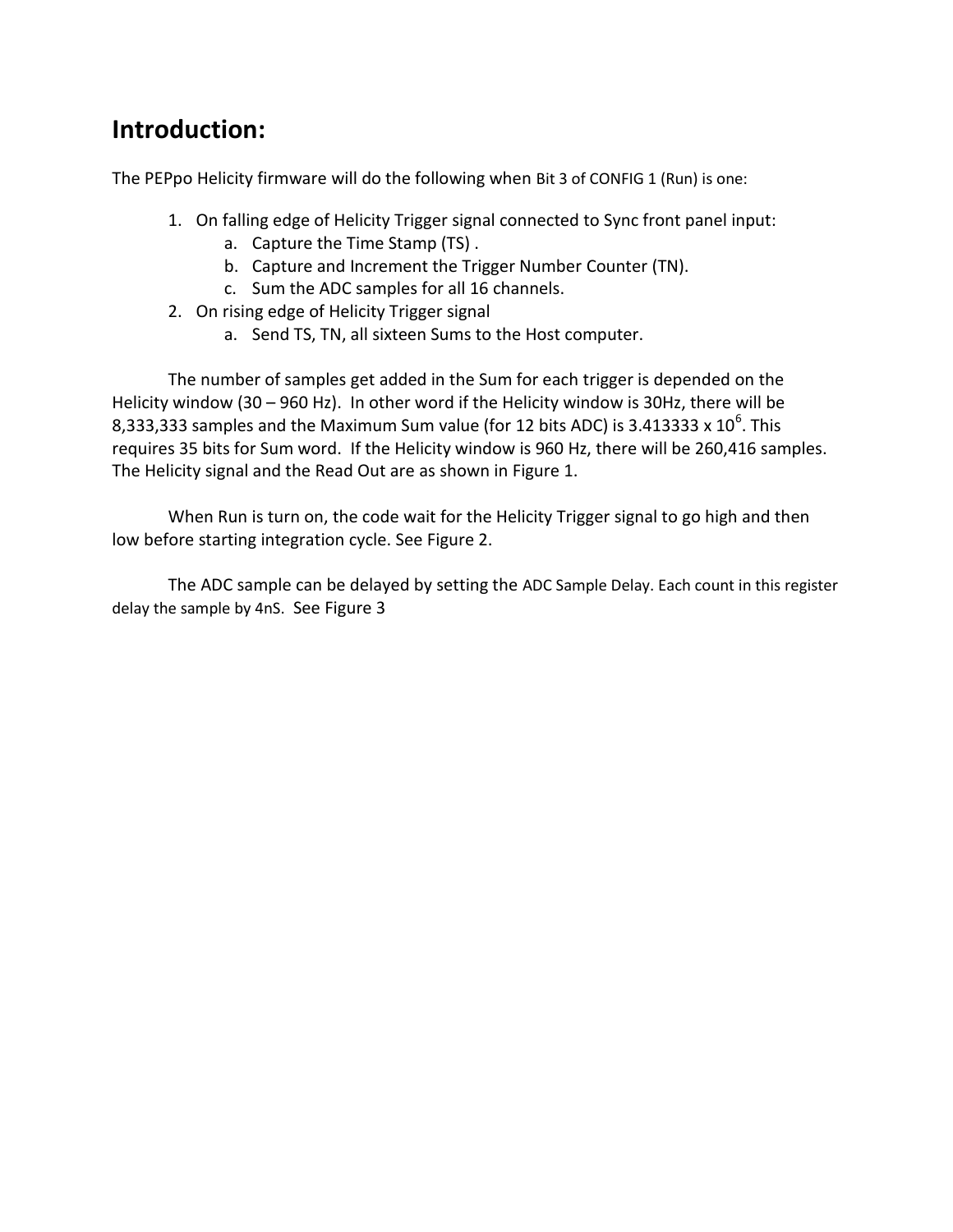# Introduction:

The PEPpo Helicity firmware will do the following when Bit 3 of CONFIG 1 (Run) is one:

1. On falling edge of Helicity Trigger signal connected to Sync front panel input:
   a. Capture the Time Stamp (TS) .
   b. Capture and Increment the Trigger Number Counter (TN).
   c. Sum the ADC samples for all 16 channels.
2. On rising edge of Helicity Trigger signal
   a. Send TS, TN, all sixteen Sums to the Host computer.

The number of samples get added in the Sum for each trigger is depended on the Helicity window (30 – 960 Hz). In other word if the Helicity window is 30Hz, there will be 8,333,333 samples and the Maximum Sum value (for 12 bits ADC) is $3.413333 \times 10^6$. This requires 35 bits for Sum word. If the Helicity window is 960 Hz, there will be 260,416 samples. The Helicity signal and the Read Out are as shown in Figure 1.

When Run is turn on, the code wait for the Helicity Trigger signal to go high and then low before starting integration cycle. See Figure 2.

The ADC sample can be delayed by setting the ADC Sample Delay. Each count in this register delay the sample by 4nS. See Figure 3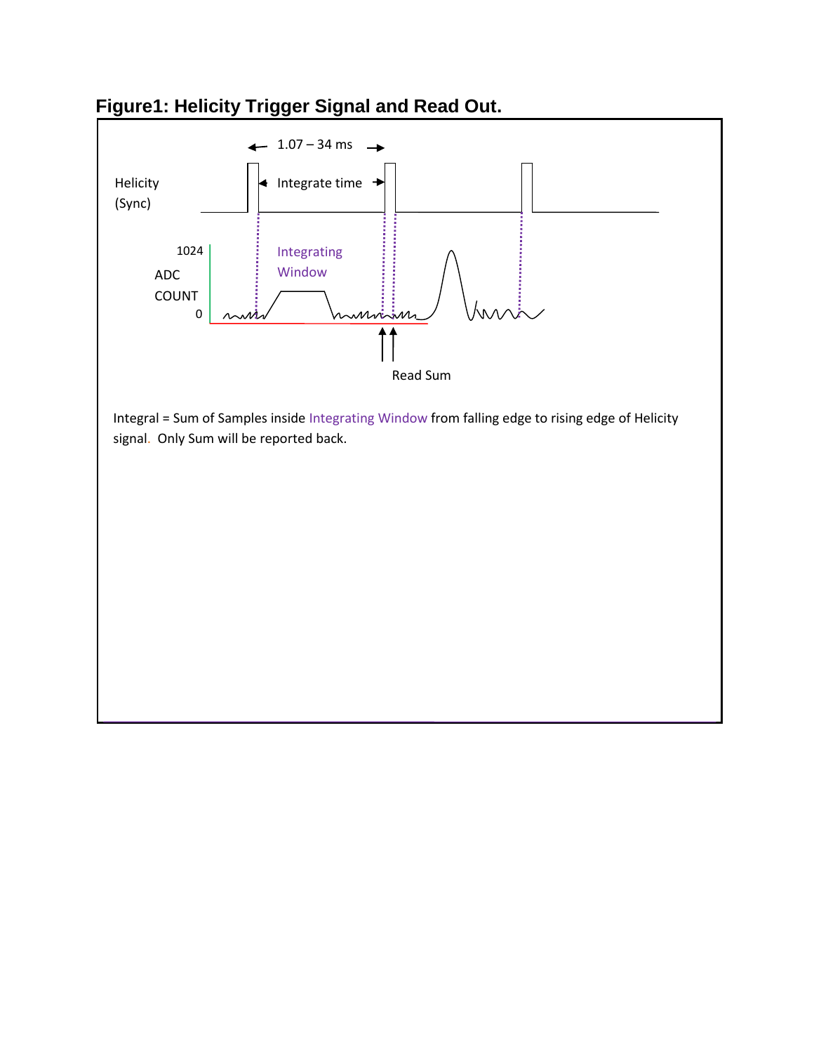**Figure1: Helicity Trigger Signal and Read Out.**

1.07 – 34 ms

Helicity (Sync)

Integrate time

1024

ADC COUNT

0

Integrating Window

Read Sum

Integral = Sum of Samples inside Integrating Window from falling edge to rising edge of Helicity signal. Only Sum will be reported back.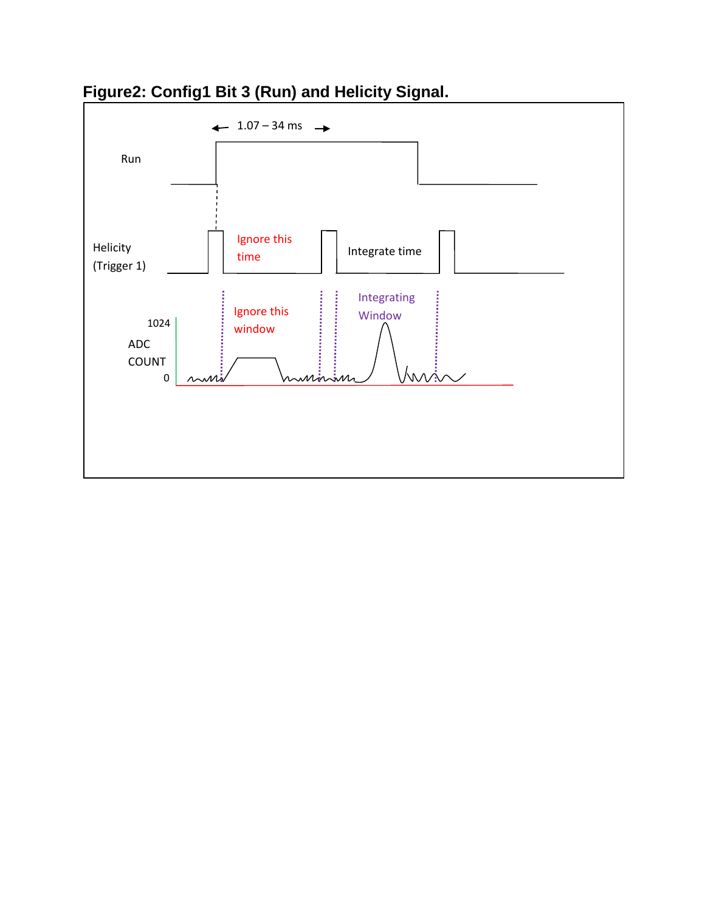**Figure2: Config1 Bit 3 (Run) and Helicity Signal.**

1.07 – 34 ms

Run

Helicity (Trigger 1)

Ignore this time

Integrate time

1024

ADC COUNT

0

Ignore this window

Integrating Window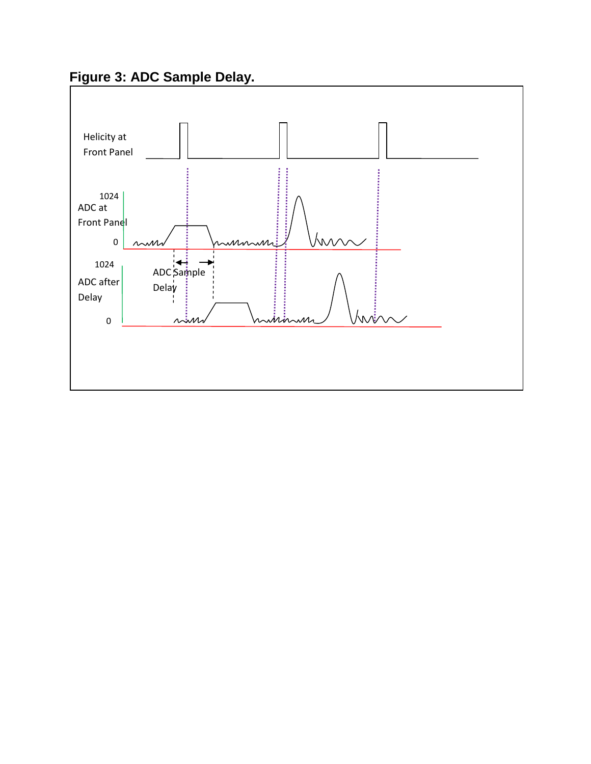**Figure 3: ADC Sample Delay.**

Helicity at Front Panel

1024

ADC at Front Panel

0

1024

ADC Sample Delay

ADC after Delay

0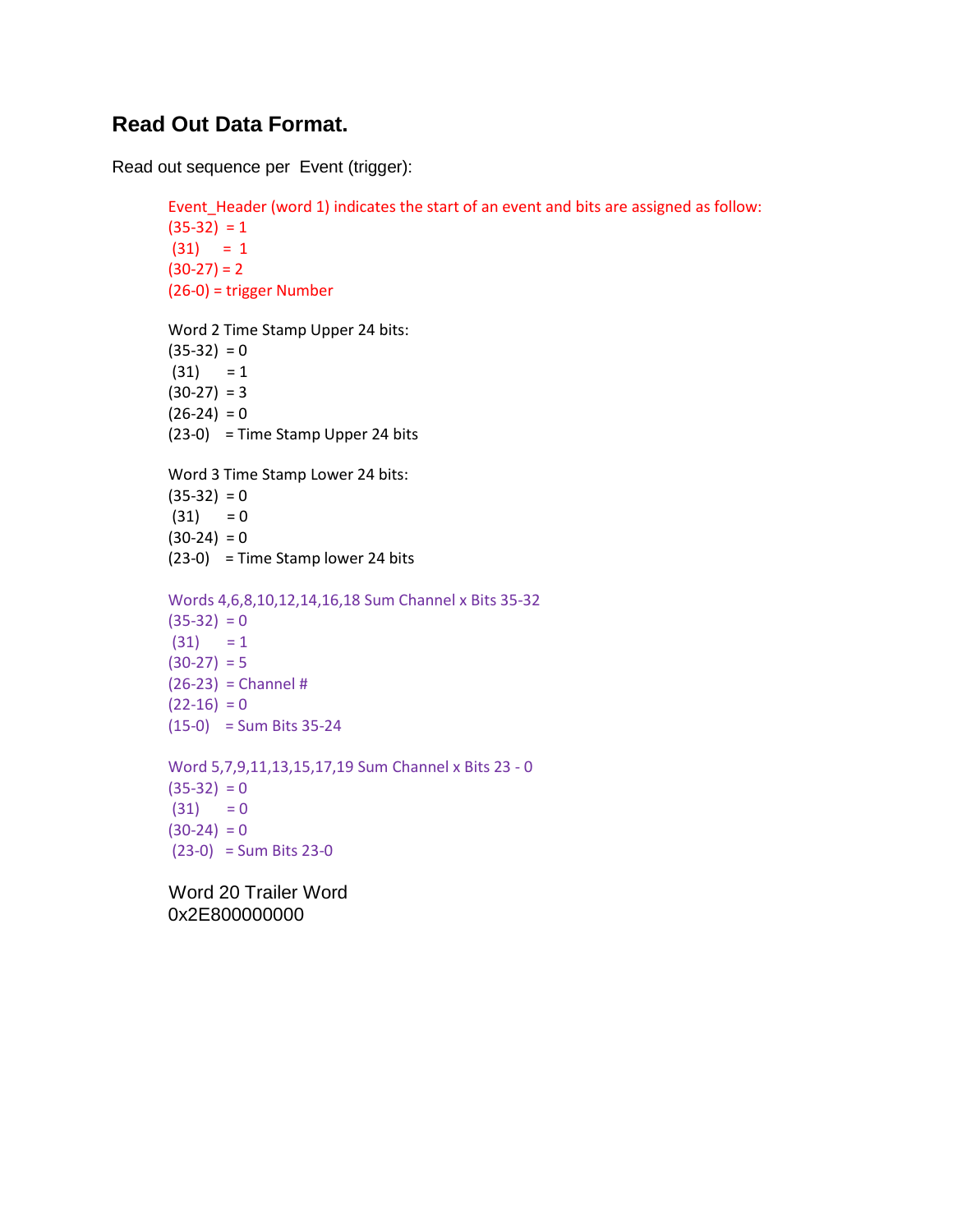## Read Out Data Format.

Read out sequence per Event (trigger):

Event_Header (word 1) indicates the start of an event and bits are assigned as follow:
(35-32) = 1
(31) = 1
(30-27) = 2
(26-0) = trigger Number

Word 2 Time Stamp Upper 24 bits:
(35-32) = 0
(31) = 1
(30-27) = 3
(26-24) = 0
(23-0) = Time Stamp Upper 24 bits

Word 3 Time Stamp Lower 24 bits:
(35-32) = 0
(31) = 0
(30-24) = 0
(23-0) = Time Stamp lower 24 bits

Words 4,6,8,10,12,14,16,18 Sum Channel x Bits 35-32
(35-32) = 0
(31) = 1
(30-27) = 5
(26-23) = Channel #
(22-16) = 0
(15-0) = Sum Bits 35-24

Word 5,7,9,11,13,15,17,19 Sum Channel x Bits 23 - 0
(35-32) = 0
(31) = 0
(30-24) = 0
(23-0) = Sum Bits 23-0

Word 20 Trailer Word
0x2E800000000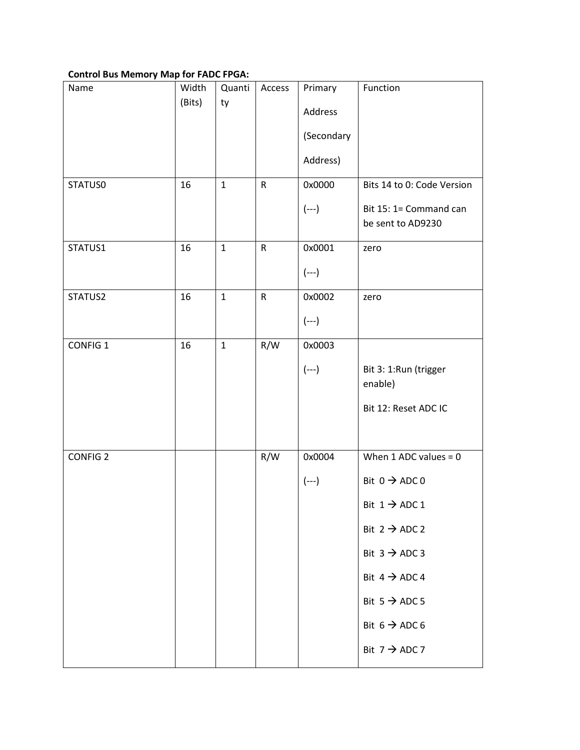**Control Bus Memory Map for FADC FPGA:**

| Name | Width (Bits) | Quantity | Access | Primary Address (Secondary Address) | Function |
|---|---|---|---|---|---|
| STATUS0 | 16 | 1 | R | 0x0000 (---) | Bits 14 to 0: Code Version<br>Bit 15: 1= Command can be sent to AD9230 |
| STATUS1 | 16 | 1 | R | 0x0001 (---) | zero |
| STATUS2 | 16 | 1 | R | 0x0002 (---) | zero |
| CONFIG 1 | 16 | 1 | R/W | 0x0003 (---) | Bit 3: 1:Run (trigger enable)<br>Bit 12: Reset ADC IC |
| CONFIG 2 | | | R/W | 0x0004 (---) | When 1 ADC values = 0<br>Bit 0 → ADC 0<br>Bit 1 → ADC 1<br>Bit 2 → ADC 2<br>Bit 3 → ADC 3<br>Bit 4 → ADC 4<br>Bit 5 → ADC 5<br>Bit 6 → ADC 6<br>Bit 7 → ADC 7 |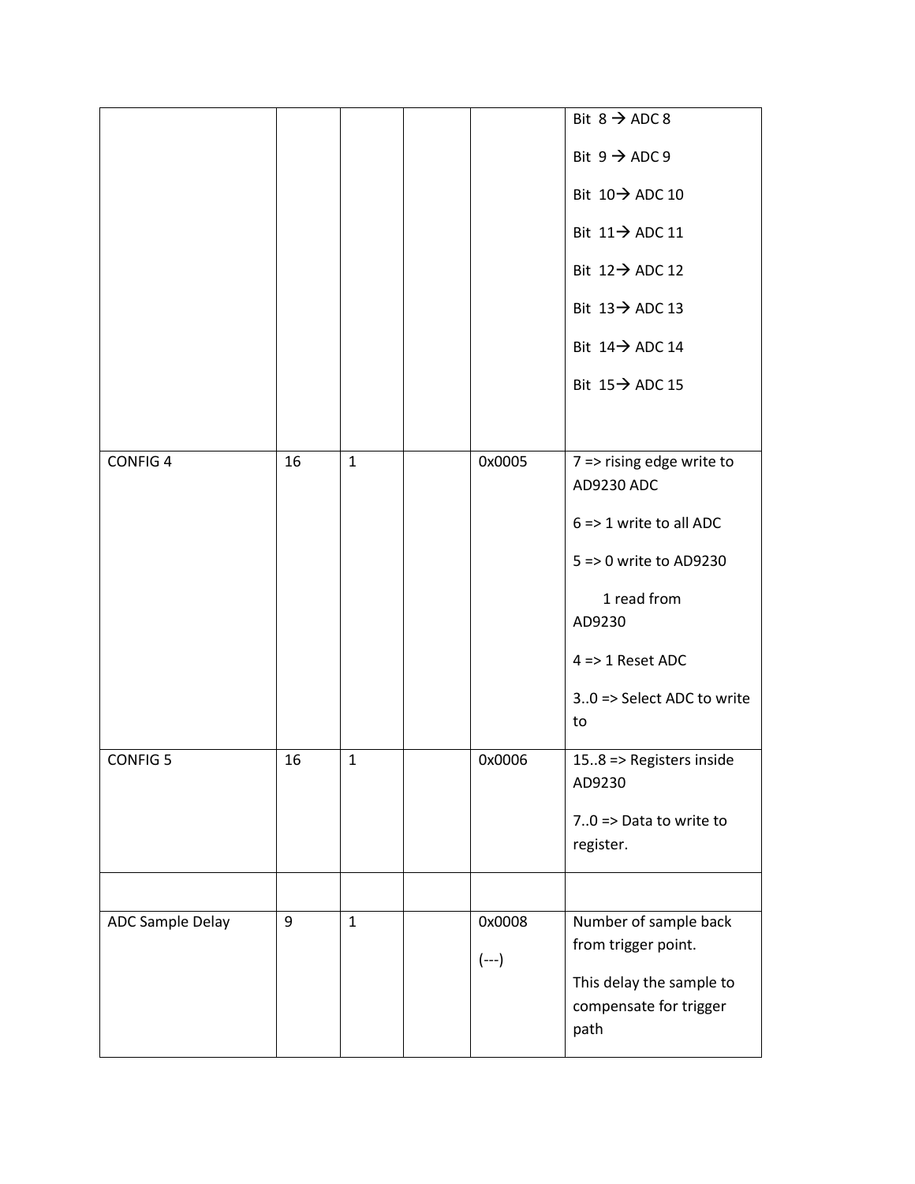| | | | | | |
|---|---|---|---|---|---|
| | | | | | Bit 8 → ADC 8<br><br>Bit 9 → ADC 9<br><br>Bit 10→ ADC 10<br><br>Bit 11→ ADC 11<br><br>Bit 12→ ADC 12<br><br>Bit 13→ ADC 13<br><br>Bit 14→ ADC 14<br><br>Bit 15→ ADC 15 |
| CONFIG 4 | 16 | 1 | | 0x0005 | 7 => rising edge write to AD9230 ADC<br><br>6 => 1 write to all ADC<br><br>5 => 0 write to AD9230<br><br>1 read from AD9230<br><br>4 => 1 Reset ADC<br><br>3..0 => Select ADC to write to |
| CONFIG 5 | 16 | 1 | | 0x0006 | 15..8 => Registers inside AD9230<br><br>7..0 => Data to write to register. |
| | | | | | |
| ADC Sample Delay | 9 | 1 | | 0x0008<br><br>(---) | Number of sample back from trigger point.<br><br>This delay the sample to compensate for trigger path |